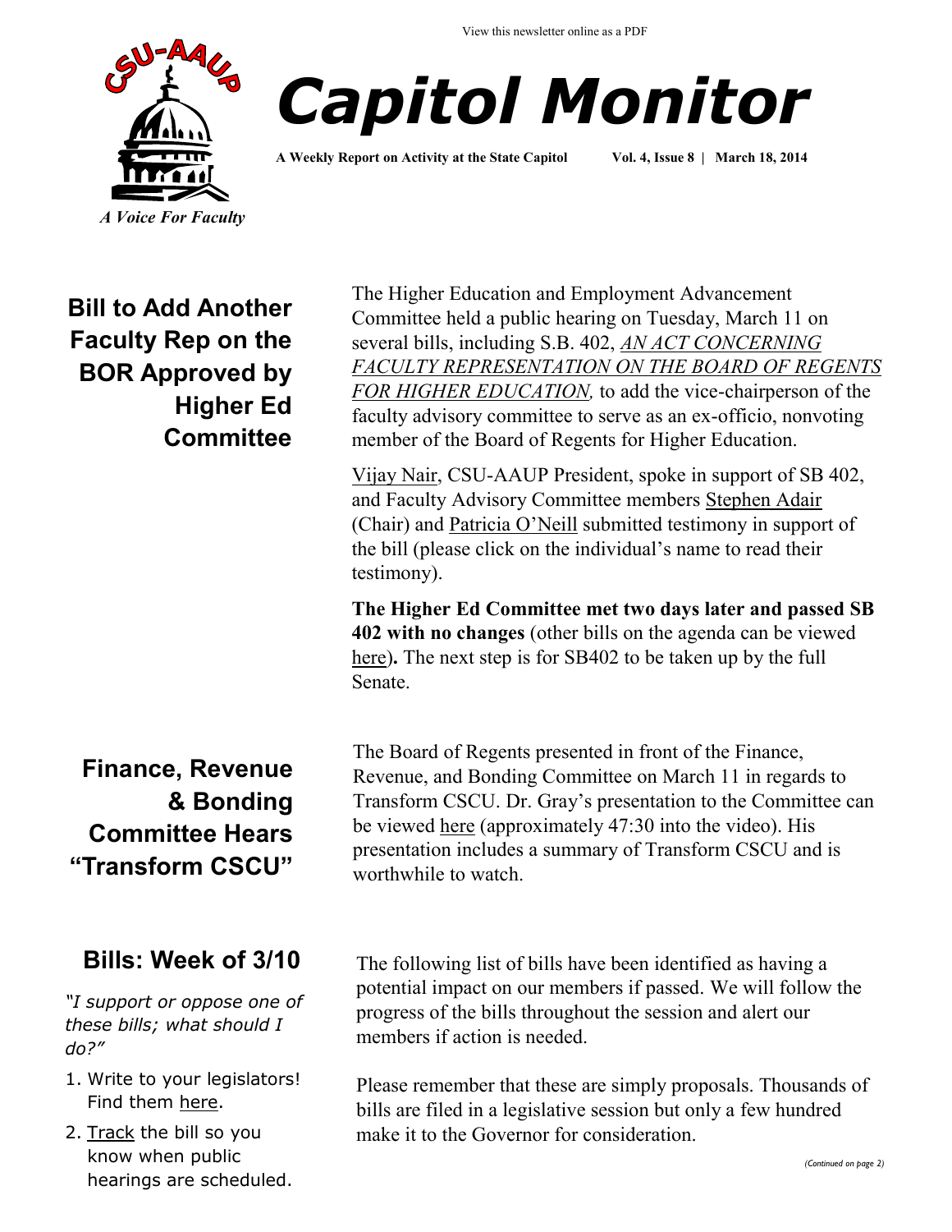View this newsletter online as a PDF

CSU-AAUP

*A Voice For Faculty*

# *Capitol Monitor*

**A Weekly Report on Activity at the State Capitol** **Vol. 4, Issue 8 | March 18, 2014**

## Bill to Add Another Faculty Rep on the BOR Approved by Higher Ed Committee

The Higher Education and Employment Advancement Committee held a public hearing on Tuesday, March 11 on several bills, including S.B. 402, *AN ACT CONCERNING FACULTY REPRESENTATION ON THE BOARD OF REGENTS FOR HIGHER EDUCATION,* to add the vice-chairperson of the faculty advisory committee to serve as an ex-officio, nonvoting member of the Board of Regents for Higher Education.

Vijay Nair, CSU-AAUP President, spoke in support of SB 402, and Faculty Advisory Committee members Stephen Adair (Chair) and Patricia O'Neill submitted testimony in support of the bill (please click on the individual's name to read their testimony).

**The Higher Ed Committee met two days later and passed SB 402 with no changes** (other bills on the agenda can be viewed here)**.** The next step is for SB402 to be taken up by the full Senate.

## Finance, Revenue & Bonding Committee Hears "Transform CSCU"

The Board of Regents presented in front of the Finance, Revenue, and Bonding Committee on March 11 in regards to Transform CSCU. Dr. Gray's presentation to the Committee can be viewed here (approximately 47:30 into the video). His presentation includes a summary of Transform CSCU and is worthwhile to watch.

## Bills: Week of 3/10

*"I support or oppose one of these bills; what should I do?"*

1. Write to your legislators! Find them here.
2. Track the bill so you know when public hearings are scheduled.

The following list of bills have been identified as having a potential impact on our members if passed. We will follow the progress of the bills throughout the session and alert our members if action is needed.

Please remember that these are simply proposals. Thousands of bills are filed in a legislative session but only a few hundred make it to the Governor for consideration.

*(Continued on page 2)*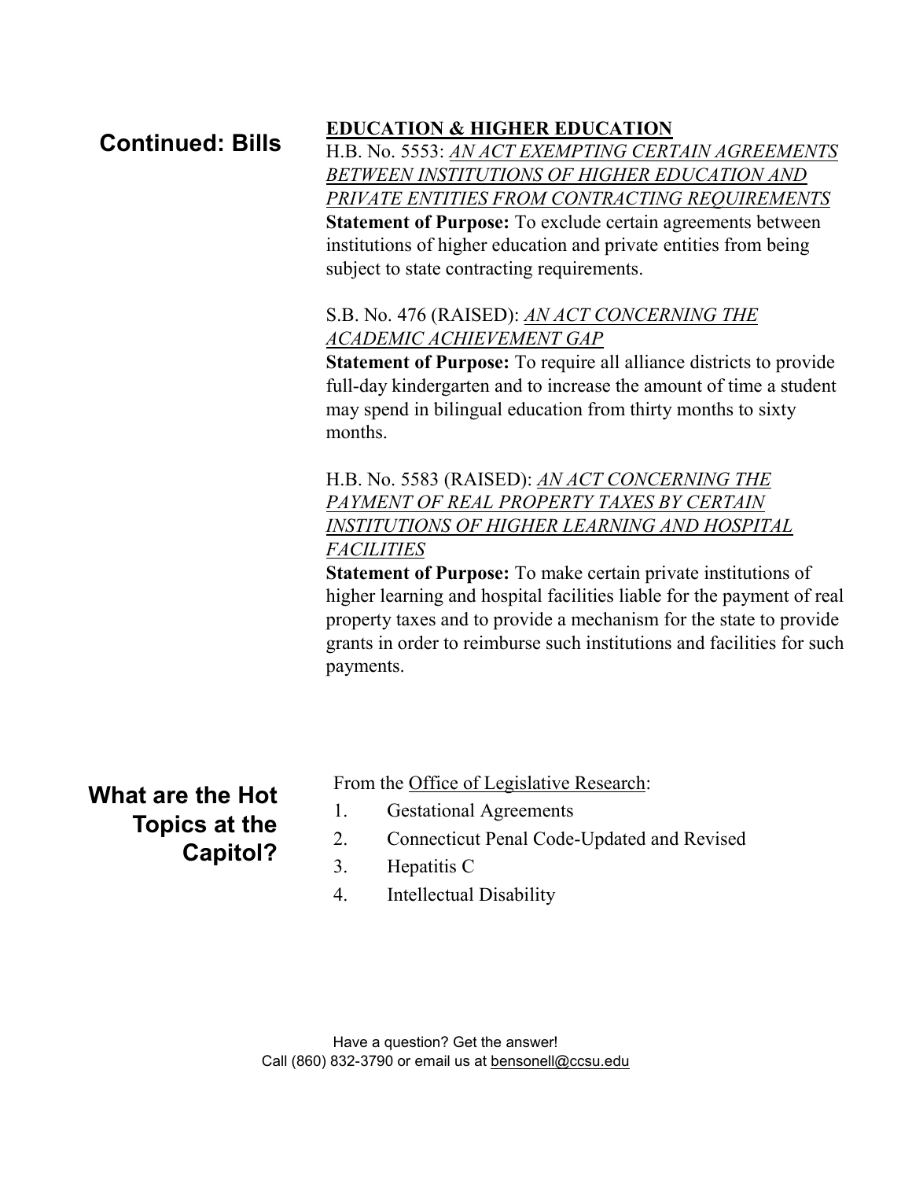## Continued: Bills

**EDUCATION & HIGHER EDUCATION**

H.B. No. 5553: *AN ACT EXEMPTING CERTAIN AGREEMENTS BETWEEN INSTITUTIONS OF HIGHER EDUCATION AND PRIVATE ENTITIES FROM CONTRACTING REQUIREMENTS*

**Statement of Purpose:** To exclude certain agreements between institutions of higher education and private entities from being subject to state contracting requirements.

S.B. No. 476 (RAISED): *AN ACT CONCERNING THE ACADEMIC ACHIEVEMENT GAP*

**Statement of Purpose:** To require all alliance districts to provide full-day kindergarten and to increase the amount of time a student may spend in bilingual education from thirty months to sixty months.

H.B. No. 5583 (RAISED): *AN ACT CONCERNING THE PAYMENT OF REAL PROPERTY TAXES BY CERTAIN INSTITUTIONS OF HIGHER LEARNING AND HOSPITAL FACILITIES*

**Statement of Purpose:** To make certain private institutions of higher learning and hospital facilities liable for the payment of real property taxes and to provide a mechanism for the state to provide grants in order to reimburse such institutions and facilities for such payments.

## What are the Hot Topics at the Capitol?

From the Office of Legislative Research:

1. Gestational Agreements
2. Connecticut Penal Code-Updated and Revised
3. Hepatitis C
4. Intellectual Disability

Have a question? Get the answer!
Call (860) 832-3790 or email us at bensonell@ccsu.edu